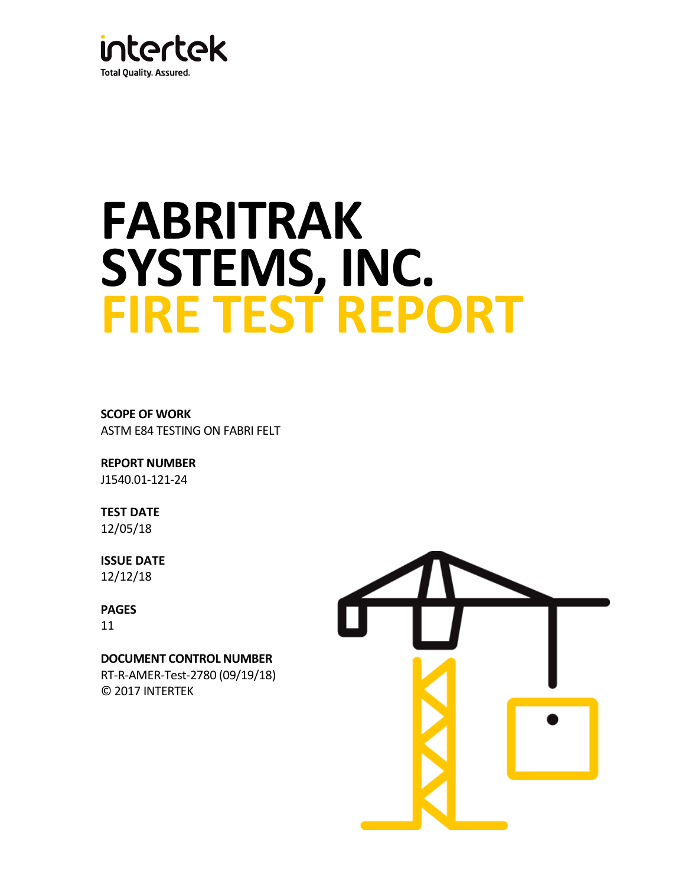intertek

Total Quality. Assured.

# FABRITRAK SYSTEMS, INC.
# FIRE TEST REPORT

**SCOPE OF WORK**
ASTM E84 TESTING ON FABRI FELT

**REPORT NUMBER**
J1540.01-121-24

**TEST DATE**
12/05/18

**ISSUE DATE**
12/12/18

**PAGES**
11

**DOCUMENT CONTROL NUMBER**
RT-R-AMER-Test-2780 (09/19/18)
© 2017 INTERTEK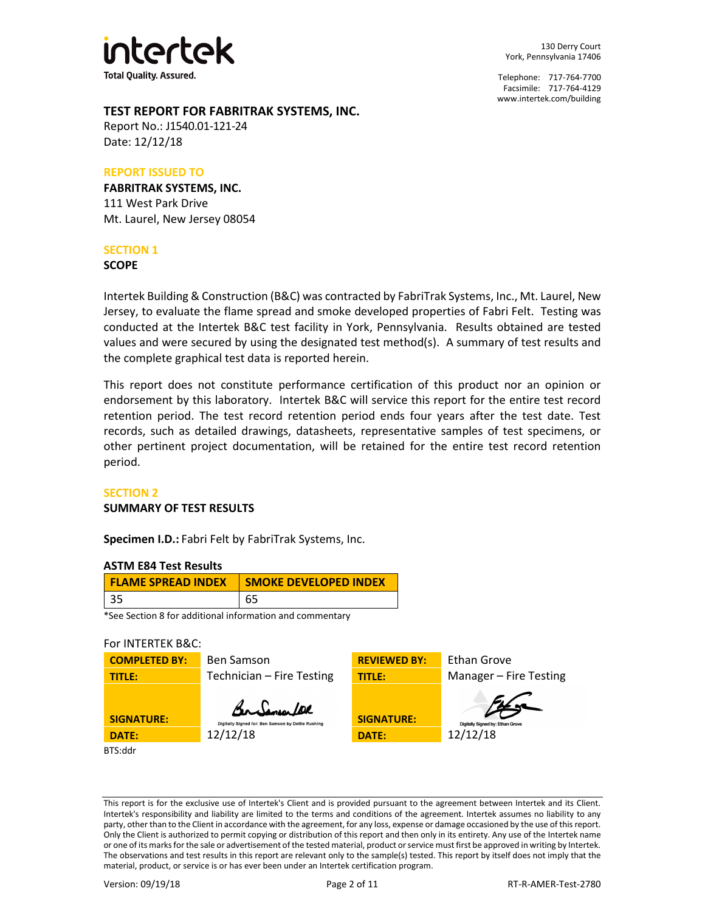intertek

Total Quality. Assured.

130 Derry Court
York, Pennsylvania 17406

Telephone: 717-764-7700
Facsimile: 717-764-4129
www.intertek.com/building

## TEST REPORT FOR FABRITRAK SYSTEMS, INC.

Report No.: J1540.01-121-24
Date: 12/12/18

### REPORT ISSUED TO

**FABRITRAK SYSTEMS, INC.**
111 West Park Drive
Mt. Laurel, New Jersey 08054

### SECTION 1

**SCOPE**

Intertek Building & Construction (B&C) was contracted by FabriTrak Systems, Inc., Mt. Laurel, New Jersey, to evaluate the flame spread and smoke developed properties of Fabri Felt. Testing was conducted at the Intertek B&C test facility in York, Pennsylvania. Results obtained are tested values and were secured by using the designated test method(s). A summary of test results and the complete graphical test data is reported herein.

This report does not constitute performance certification of this product nor an opinion or endorsement by this laboratory. Intertek B&C will service this report for the entire test record retention period. The test record retention period ends four years after the test date. Test records, such as detailed drawings, datasheets, representative samples of test specimens, or other pertinent project documentation, will be retained for the entire test record retention period.

### SECTION 2

**SUMMARY OF TEST RESULTS**

**Specimen I.D.:** Fabri Felt by FabriTrak Systems, Inc.

**ASTM E84 Test Results**

| FLAME SPREAD INDEX | SMOKE DEVELOPED INDEX |
|---|---|
| 35 | 65 |

*See Section 8 for additional information and commentary

For INTERTEK B&C:

| | | | |
|---|---|---|---|
| **COMPLETED BY:** | Ben Samson | **REVIEWED BY:** | Ethan Grove |
| **TITLE:** | Technician – Fire Testing | **TITLE:** | Manager – Fire Testing |
| **SIGNATURE:** | Digitally Signed for: Ben Samson by Dottie Rushing | **SIGNATURE:** | Digitally Signed by: Ethan Grove |
| **DATE:** | 12/12/18 | **DATE:** | 12/12/18 |

BTS:ddr

This report is for the exclusive use of Intertek's Client and is provided pursuant to the agreement between Intertek and its Client. Intertek's responsibility and liability are limited to the terms and conditions of the agreement. Intertek assumes no liability to any party, other than to the Client in accordance with the agreement, for any loss, expense or damage occasioned by the use of this report. Only the Client is authorized to permit copying or distribution of this report and then only in its entirety. Any use of the Intertek name or one of its marks for the sale or advertisement of the tested material, product or service must first be approved in writing by Intertek. The observations and test results in this report are relevant only to the sample(s) tested. This report by itself does not imply that the material, product, or service is or has ever been under an Intertek certification program.

Version: 09/19/18 RT-R-AMER-Test-2780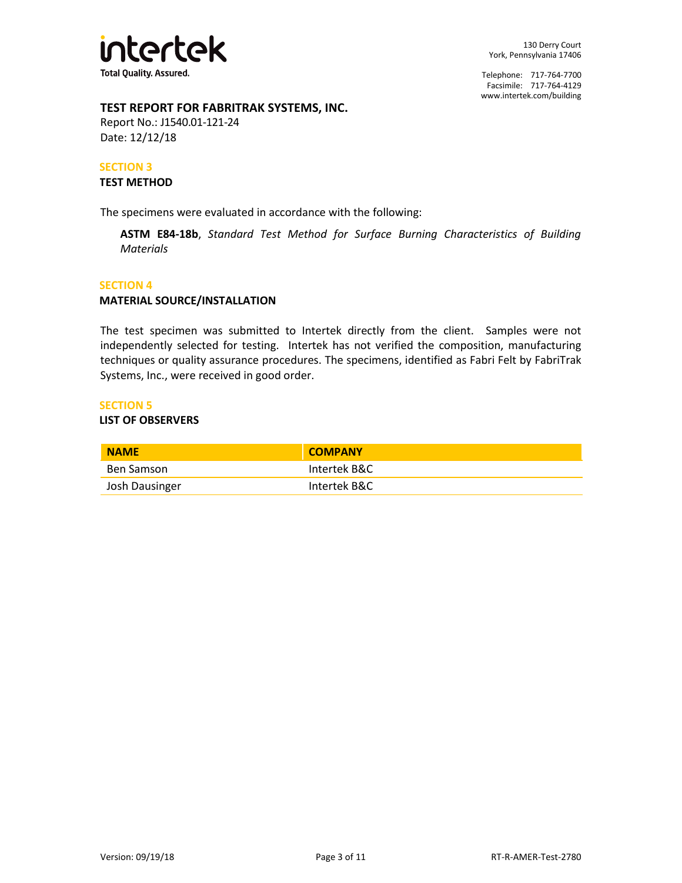**TEST REPORT FOR FABRITRAK SYSTEMS, INC.**
Report No.: J1540.01-121-24
Date: 12/12/18

## SECTION 3
### TEST METHOD

The specimens were evaluated in accordance with the following:

> **ASTM E84-18b**, *Standard Test Method for Surface Burning Characteristics of Building Materials*

## SECTION 4
### MATERIAL SOURCE/INSTALLATION

The test specimen was submitted to Intertek directly from the client. Samples were not independently selected for testing. Intertek has not verified the composition, manufacturing techniques or quality assurance procedures. The specimens, identified as Fabri Felt by FabriTrak Systems, Inc., were received in good order.

## SECTION 5
### LIST OF OBSERVERS

| NAME | COMPANY |
| --- | --- |
| Ben Samson | Intertek B&C |
| Josh Dausinger | Intertek B&C |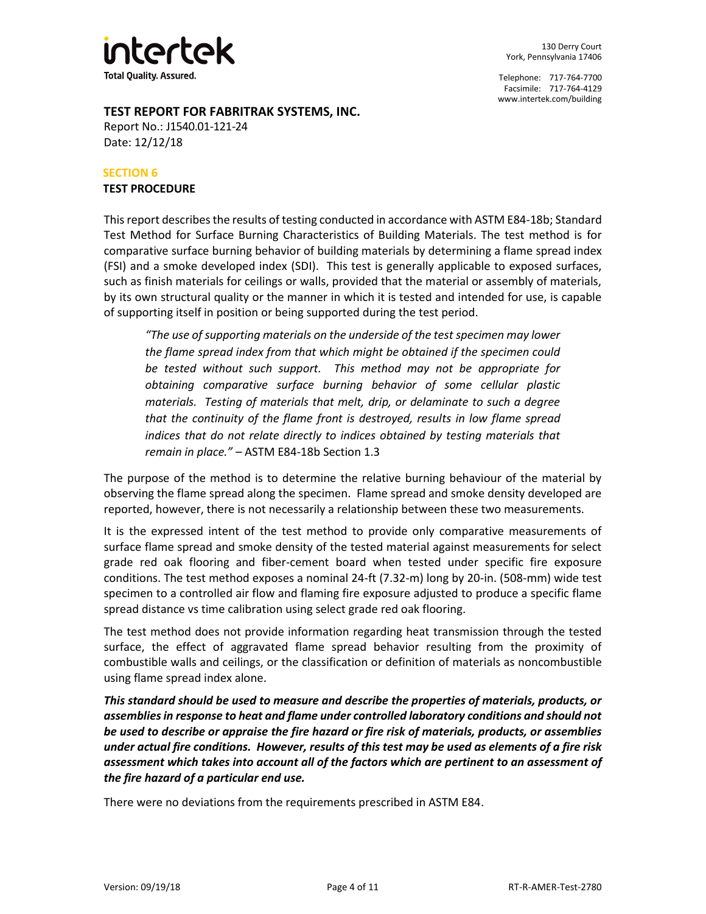**TEST REPORT FOR FABRITRAK SYSTEMS, INC.**

Report No.: J1540.01-121-24

Date: 12/12/18

## SECTION 6

### TEST PROCEDURE

This report describes the results of testing conducted in accordance with ASTM E84-18b; Standard Test Method for Surface Burning Characteristics of Building Materials. The test method is for comparative surface burning behavior of building materials by determining a flame spread index (FSI) and a smoke developed index (SDI). This test is generally applicable to exposed surfaces, such as finish materials for ceilings or walls, provided that the material or assembly of materials, by its own structural quality or the manner in which it is tested and intended for use, is capable of supporting itself in position or being supported during the test period.

> *"The use of supporting materials on the underside of the test specimen may lower the flame spread index from that which might be obtained if the specimen could be tested without such support. This method may not be appropriate for obtaining comparative surface burning behavior of some cellular plastic materials. Testing of materials that melt, drip, or delaminate to such a degree that the continuity of the flame front is destroyed, results in low flame spread indices that do not relate directly to indices obtained by testing materials that remain in place."* – ASTM E84-18b Section 1.3

The purpose of the method is to determine the relative burning behaviour of the material by observing the flame spread along the specimen. Flame spread and smoke density developed are reported, however, there is not necessarily a relationship between these two measurements.

It is the expressed intent of the test method to provide only comparative measurements of surface flame spread and smoke density of the tested material against measurements for select grade red oak flooring and fiber-cement board when tested under specific fire exposure conditions. The test method exposes a nominal 24-ft (7.32-m) long by 20-in. (508-mm) wide test specimen to a controlled air flow and flaming fire exposure adjusted to produce a specific flame spread distance vs time calibration using select grade red oak flooring.

The test method does not provide information regarding heat transmission through the tested surface, the effect of aggravated flame spread behavior resulting from the proximity of combustible walls and ceilings, or the classification or definition of materials as noncombustible using flame spread index alone.

***This standard should be used to measure and describe the properties of materials, products, or assemblies in response to heat and flame under controlled laboratory conditions and should not be used to describe or appraise the fire hazard or fire risk of materials, products, or assemblies under actual fire conditions. However, results of this test may be used as elements of a fire risk assessment which takes into account all of the factors which are pertinent to an assessment of the fire hazard of a particular end use.***

There were no deviations from the requirements prescribed in ASTM E84.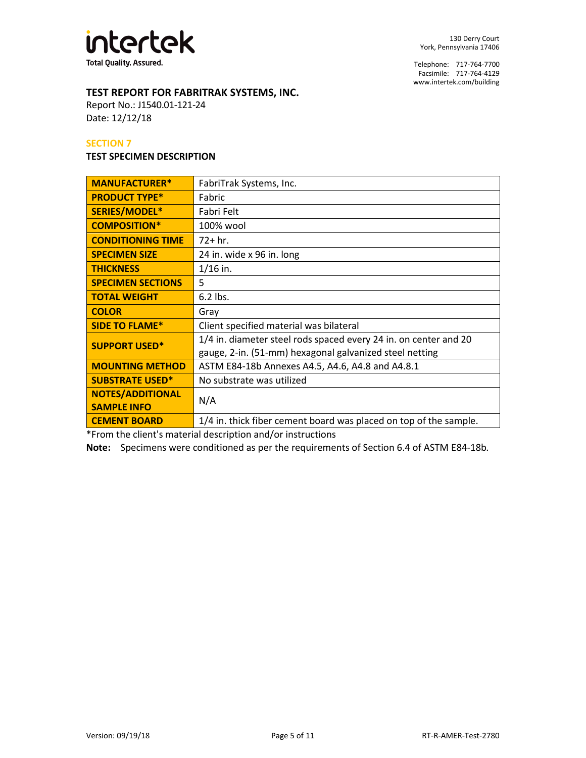## TEST REPORT FOR FABRITRAK SYSTEMS, INC.

Report No.: J1540.01-121-24
Date: 12/12/18

### SECTION 7

### TEST SPECIMEN DESCRIPTION

| | |
|---|---|
| **MANUFACTURER*** | FabriTrak Systems, Inc. |
| **PRODUCT TYPE*** | Fabric |
| **SERIES/MODEL*** | Fabri Felt |
| **COMPOSITION*** | 100% wool |
| **CONDITIONING TIME** | 72+ hr. |
| **SPECIMEN SIZE** | 24 in. wide x 96 in. long |
| **THICKNESS** | 1/16 in. |
| **SPECIMEN SECTIONS** | 5 |
| **TOTAL WEIGHT** | 6.2 lbs. |
| **COLOR** | Gray |
| **SIDE TO FLAME*** | Client specified material was bilateral |
| **SUPPORT USED*** | 1/4 in. diameter steel rods spaced every 24 in. on center and 20 gauge, 2-in. (51-mm) hexagonal galvanized steel netting |
| **MOUNTING METHOD** | ASTM E84-18b Annexes A4.5, A4.6, A4.8 and A4.8.1 |
| **SUBSTRATE USED*** | No substrate was utilized |
| **NOTES/ADDITIONAL SAMPLE INFO** | N/A |
| **CEMENT BOARD** | 1/4 in. thick fiber cement board was placed on top of the sample. |

*From the client's material description and/or instructions

**Note:** Specimens were conditioned as per the requirements of Section 6.4 of ASTM E84-18b.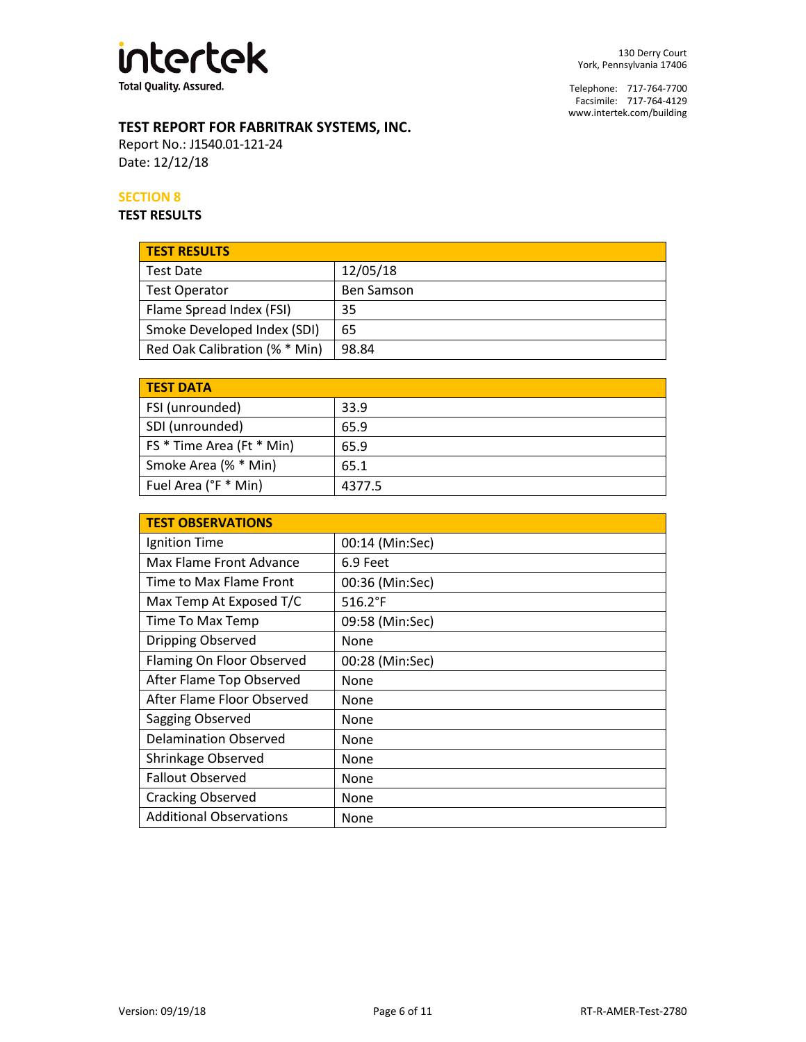## TEST REPORT FOR FABRITRAK SYSTEMS, INC.

Report No.: J1540.01-121-24
Date: 12/12/18

### SECTION 8

### TEST RESULTS

| TEST RESULTS | |
|---|---|
| Test Date | 12/05/18 |
| Test Operator | Ben Samson |
| Flame Spread Index (FSI) | 35 |
| Smoke Developed Index (SDI) | 65 |
| Red Oak Calibration (% * Min) | 98.84 |

| TEST DATA | |
|---|---|
| FSI (unrounded) | 33.9 |
| SDI (unrounded) | 65.9 |
| FS * Time Area (Ft * Min) | 65.9 |
| Smoke Area (% * Min) | 65.1 |
| Fuel Area (°F * Min) | 4377.5 |

| TEST OBSERVATIONS | |
|---|---|
| Ignition Time | 00:14 (Min:Sec) |
| Max Flame Front Advance | 6.9 Feet |
| Time to Max Flame Front | 00:36 (Min:Sec) |
| Max Temp At Exposed T/C | 516.2°F |
| Time To Max Temp | 09:58 (Min:Sec) |
| Dripping Observed | None |
| Flaming On Floor Observed | 00:28 (Min:Sec) |
| After Flame Top Observed | None |
| After Flame Floor Observed | None |
| Sagging Observed | None |
| Delamination Observed | None |
| Shrinkage Observed | None |
| Fallout Observed | None |
| Cracking Observed | None |
| Additional Observations | None |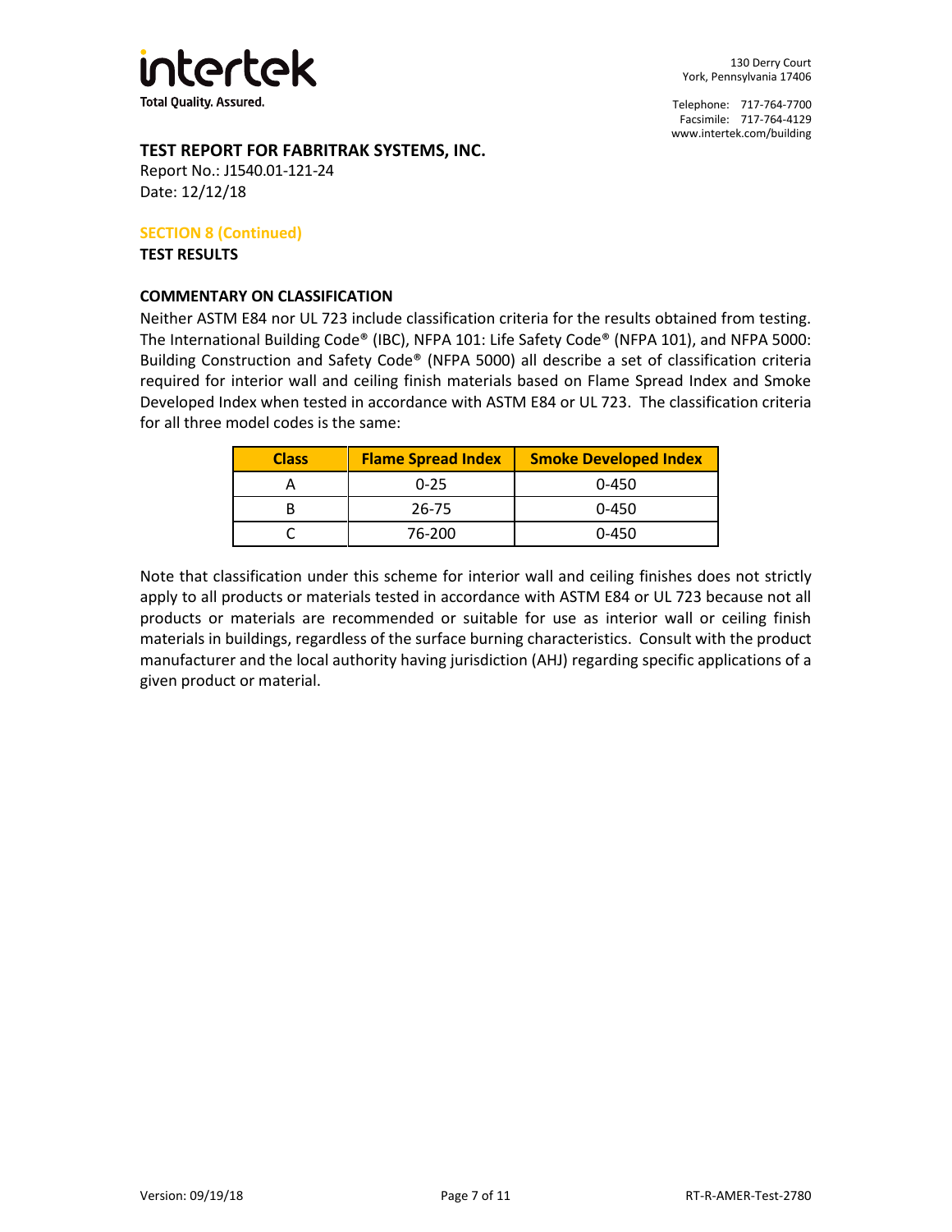**TEST REPORT FOR FABRITRAK SYSTEMS, INC.**

Report No.: J1540.01-121-24

Date: 12/12/18

## SECTION 8 (Continued)

**TEST RESULTS**

### COMMENTARY ON CLASSIFICATION

Neither ASTM E84 nor UL 723 include classification criteria for the results obtained from testing. The International Building Code® (IBC), NFPA 101: Life Safety Code® (NFPA 101), and NFPA 5000: Building Construction and Safety Code® (NFPA 5000) all describe a set of classification criteria required for interior wall and ceiling finish materials based on Flame Spread Index and Smoke Developed Index when tested in accordance with ASTM E84 or UL 723. The classification criteria for all three model codes is the same:

| Class | Flame Spread Index | Smoke Developed Index |
|---|---|---|
| A | 0-25 | 0-450 |
| B | 26-75 | 0-450 |
| C | 76-200 | 0-450 |

Note that classification under this scheme for interior wall and ceiling finishes does not strictly apply to all products or materials tested in accordance with ASTM E84 or UL 723 because not all products or materials are recommended or suitable for use as interior wall or ceiling finish materials in buildings, regardless of the surface burning characteristics. Consult with the product manufacturer and the local authority having jurisdiction (AHJ) regarding specific applications of a given product or material.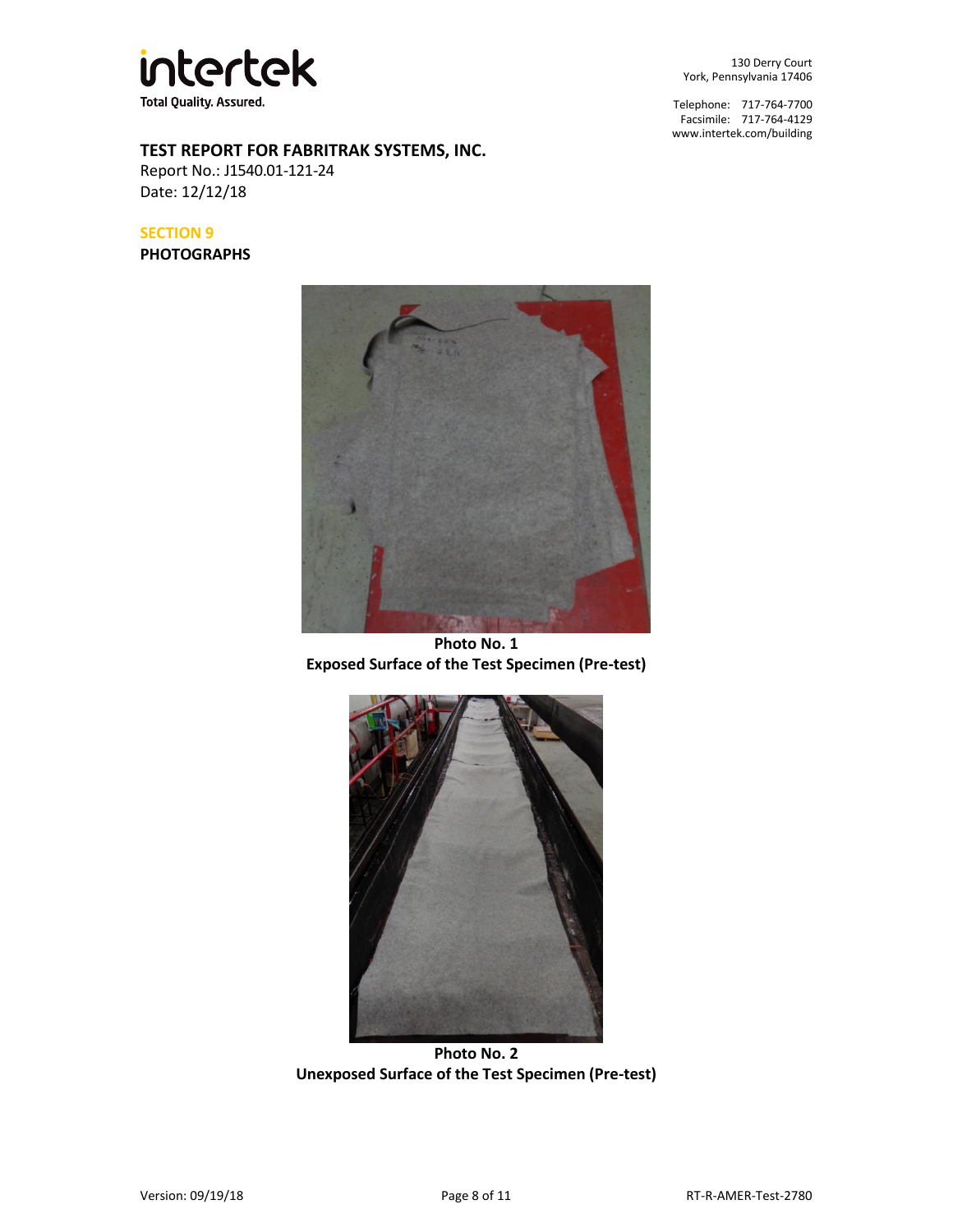**TEST REPORT FOR FABRITRAK SYSTEMS, INC.**
Report No.: J1540.01-121-24
Date: 12/12/18

## SECTION 9
**PHOTOGRAPHS**

**Photo No. 1**
**Exposed Surface of the Test Specimen (Pre-test)**

**Photo No. 2**
**Unexposed Surface of the Test Specimen (Pre-test)**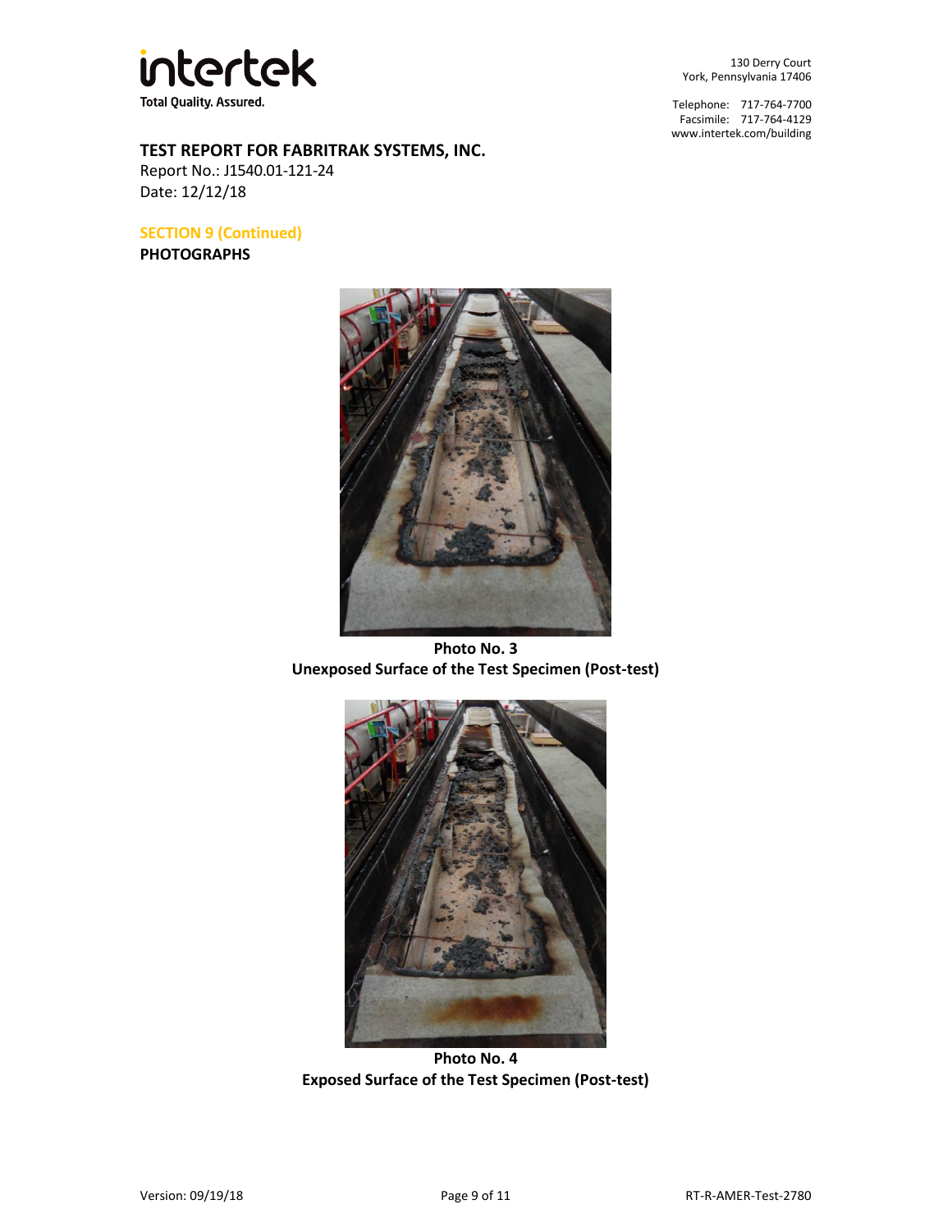**TEST REPORT FOR FABRITRAK SYSTEMS, INC.**
Report No.: J1540.01-121-24
Date: 12/12/18

## SECTION 9 (Continued)

**PHOTOGRAPHS**

**Photo No. 3**
**Unexposed Surface of the Test Specimen (Post-test)**

**Photo No. 4**
**Exposed Surface of the Test Specimen (Post-test)**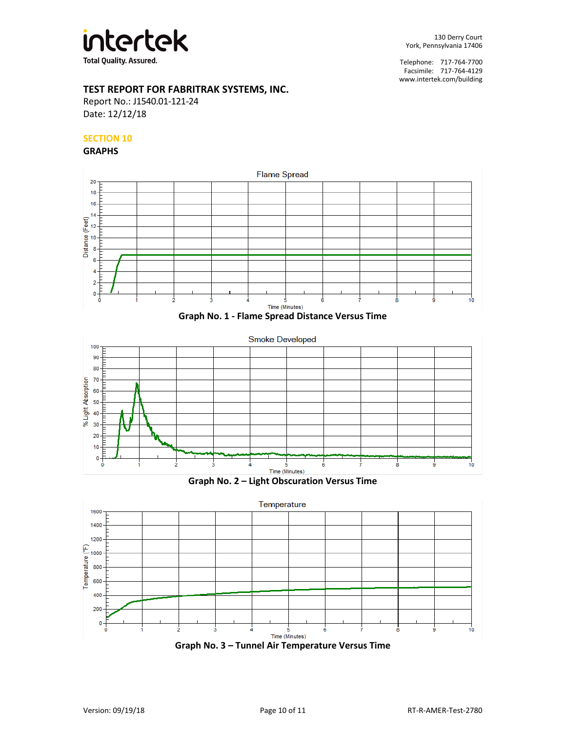# TEST REPORT FOR FABRITRAK SYSTEMS, INC.

Report No.: J1540.01-121-24
Date: 12/12/18

## SECTION 10

## GRAPHS

Graph No. 1 - Flame Spread Distance Versus Time

Graph No. 2 – Light Obscuration Versus Time

Graph No. 3 – Tunnel Air Temperature Versus Time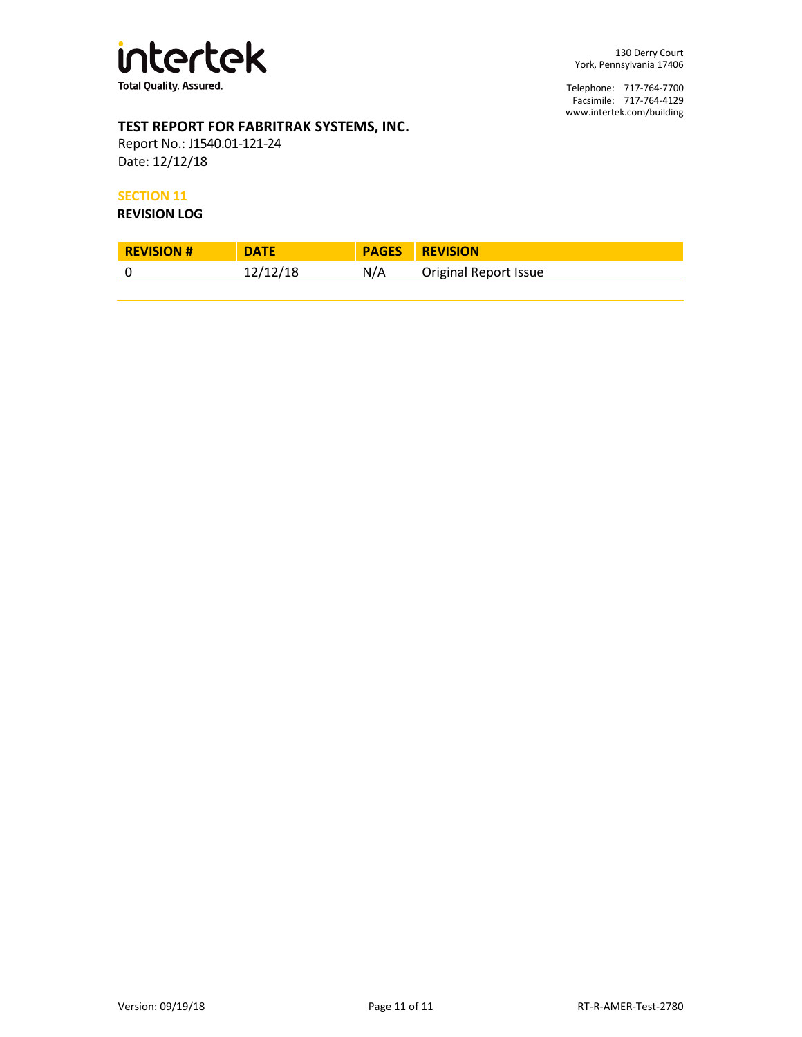**TEST REPORT FOR FABRITRAK SYSTEMS, INC.**
Report No.: J1540.01-121-24
Date: 12/12/18

## SECTION 11

## REVISION LOG

| REVISION # | DATE | PAGES | REVISION |
|---|---|---|---|
| 0 | 12/12/18 | N/A | Original Report Issue |